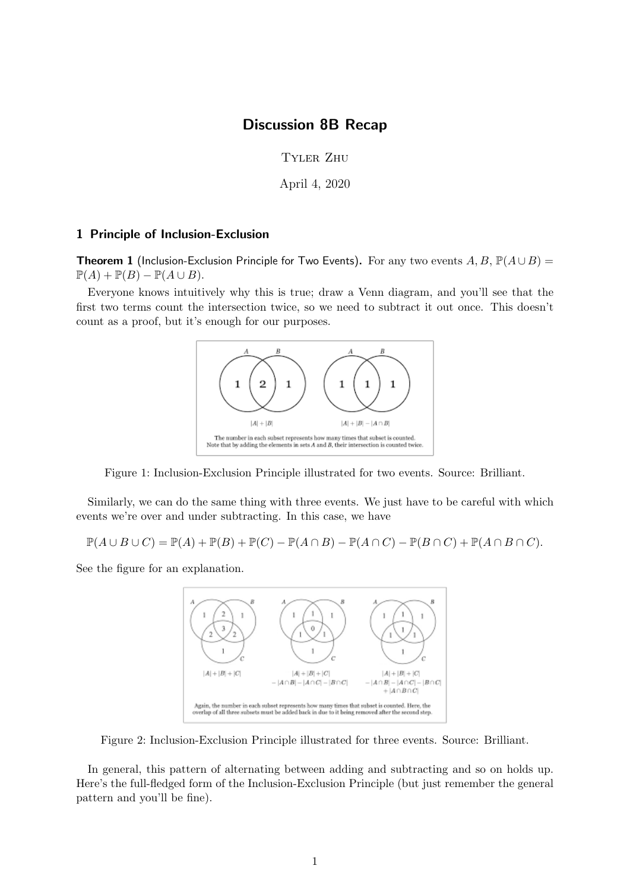# Discussion 8B Recap

Tyler Zhu

April 4, 2020

## 1 Principle of Inclusion-Exclusion

**Theorem 1** (Inclusion-Exclusion Principle for Two Events)**.** For any two events $A, B$, $\mathbb{P}(A \cup B) = \mathbb{P}(A) + \mathbb{P}(B) - \mathbb{P}(A \cup B)$.

Everyone knows intuitively why this is true; draw a Venn diagram, and you'll see that the first two terms count the intersection twice, so we need to subtract it out once. This doesn't count as a proof, but it's enough for our purposes.

A B
1 2 1
$|A| + |B|$

A B
1 1 1
$|A| + |B| - |A \cap B|$

The number in each subset represents how many times that subset is counted.
Note that by adding the elements in sets $A$ and $B$, their intersection is counted twice.

Figure 1: Inclusion-Exclusion Principle illustrated for two events. Source: Brilliant.

Similarly, we can do the same thing with three events. We just have to be careful with which events we're over and under subtracting. In this case, we have

$$\mathbb{P}(A \cup B \cup C) = \mathbb{P}(A) + \mathbb{P}(B) + \mathbb{P}(C) - \mathbb{P}(A \cap B) - \mathbb{P}(A \cap C) - \mathbb{P}(B \cap C) + \mathbb{P}(A \cap B \cap C).$$

See the figure for an explanation.

$|A| + |B| + |C|$

$|A| + |B| + |C|$
$- |A \cap B| - |A \cap C| - |B \cap C|$

$|A| + |B| + |C|$
$- |A \cap B| - |A \cap C| - |B \cap C|$
$+ |A \cap B \cap C|$

Again, the number in each subset represents how many times that subset is counted. Here, the overlap of all three subsets must be added back in due to it being removed after the second step.

Figure 2: Inclusion-Exclusion Principle illustrated for three events. Source: Brilliant.

In general, this pattern of alternating between adding and subtracting and so on holds up. Here's the full-fledged form of the Inclusion-Exclusion Principle (but just remember the general pattern and you'll be fine).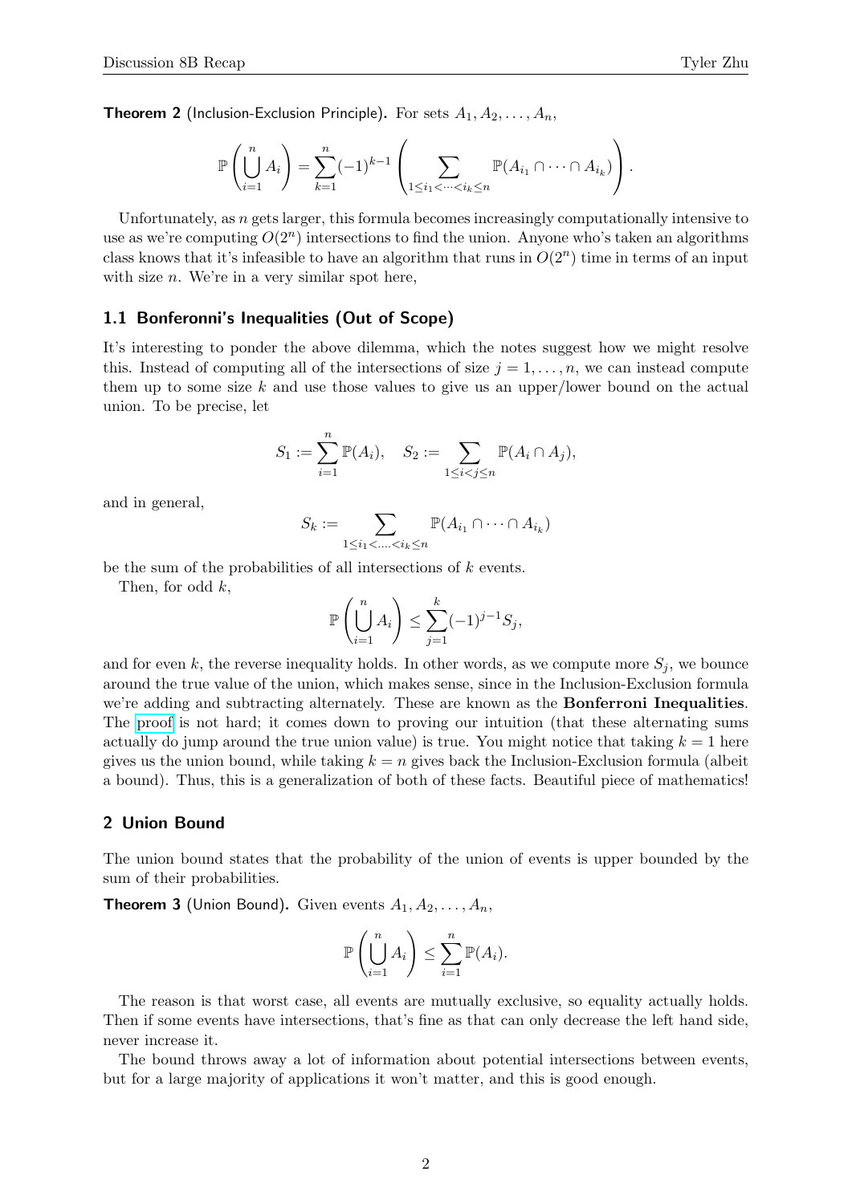**Theorem 2** (Inclusion-Exclusion Principle)**.** For sets $A_1, A_2, \dots, A_n$,

$$\mathbb{P}\left(\bigcup_{i=1}^{n} A_i\right) = \sum_{k=1}^{n} (-1)^{k-1} \left( \sum_{1 \leq i_1 < \cdots < i_k \leq n} \mathbb{P}(A_{i_1} \cap \cdots \cap A_{i_k}) \right).$$

Unfortunately, as $n$ gets larger, this formula becomes increasingly computationally intensive to use as we're computing $O(2^n)$ intersections to find the union. Anyone who's taken an algorithms class knows that it's infeasible to have an algorithm that runs in $O(2^n)$ time in terms of an input with size $n$. We're in a very similar spot here,

### 1.1 Bonferonni's Inequalities (Out of Scope)

It's interesting to ponder the above dilemma, which the notes suggest how we might resolve this. Instead of computing all of the intersections of size $j = 1, \dots, n$, we can instead compute them up to some size $k$ and use those values to give us an upper/lower bound on the actual union. To be precise, let

$$S_1 := \sum_{i=1}^{n} \mathbb{P}(A_i), \quad S_2 := \sum_{1 \leq i < j \leq n} \mathbb{P}(A_i \cap A_j),$$

and in general,

$$S_k := \sum_{1 \leq i_1 < \dots < i_k \leq n} \mathbb{P}(A_{i_1} \cap \cdots \cap A_{i_k})$$

be the sum of the probabilities of all intersections of $k$ events.

Then, for odd $k$,

$$\mathbb{P}\left(\bigcup_{i=1}^{n} A_i\right) \leq \sum_{j=1}^{k} (-1)^{j-1} S_j,$$

and for even $k$, the reverse inequality holds. In other words, as we compute more $S_j$, we bounce around the true value of the union, which makes sense, since in the Inclusion-Exclusion formula we're adding and subtracting alternately. These are known as the **Bonferroni Inequalities**. The proof is not hard; it comes down to proving our intuition (that these alternating sums actually do jump around the true union value) is true. You might notice that taking $k = 1$ here gives us the union bound, while taking $k = n$ gives back the Inclusion-Exclusion formula (albeit a bound). Thus, this is a generalization of both of these facts. Beautiful piece of mathematics!

## 2 Union Bound

The union bound states that the probability of the union of events is upper bounded by the sum of their probabilities.

**Theorem 3** (Union Bound)**.** Given events $A_1, A_2, \dots, A_n$,

$$\mathbb{P}\left(\bigcup_{i=1}^{n} A_i\right) \leq \sum_{i=1}^{n} \mathbb{P}(A_i).$$

The reason is that worst case, all events are mutually exclusive, so equality actually holds. Then if some events have intersections, that's fine as that can only decrease the left hand side, never increase it.

The bound throws away a lot of information about potential intersections between events, but for a large majority of applications it won't matter, and this is good enough.